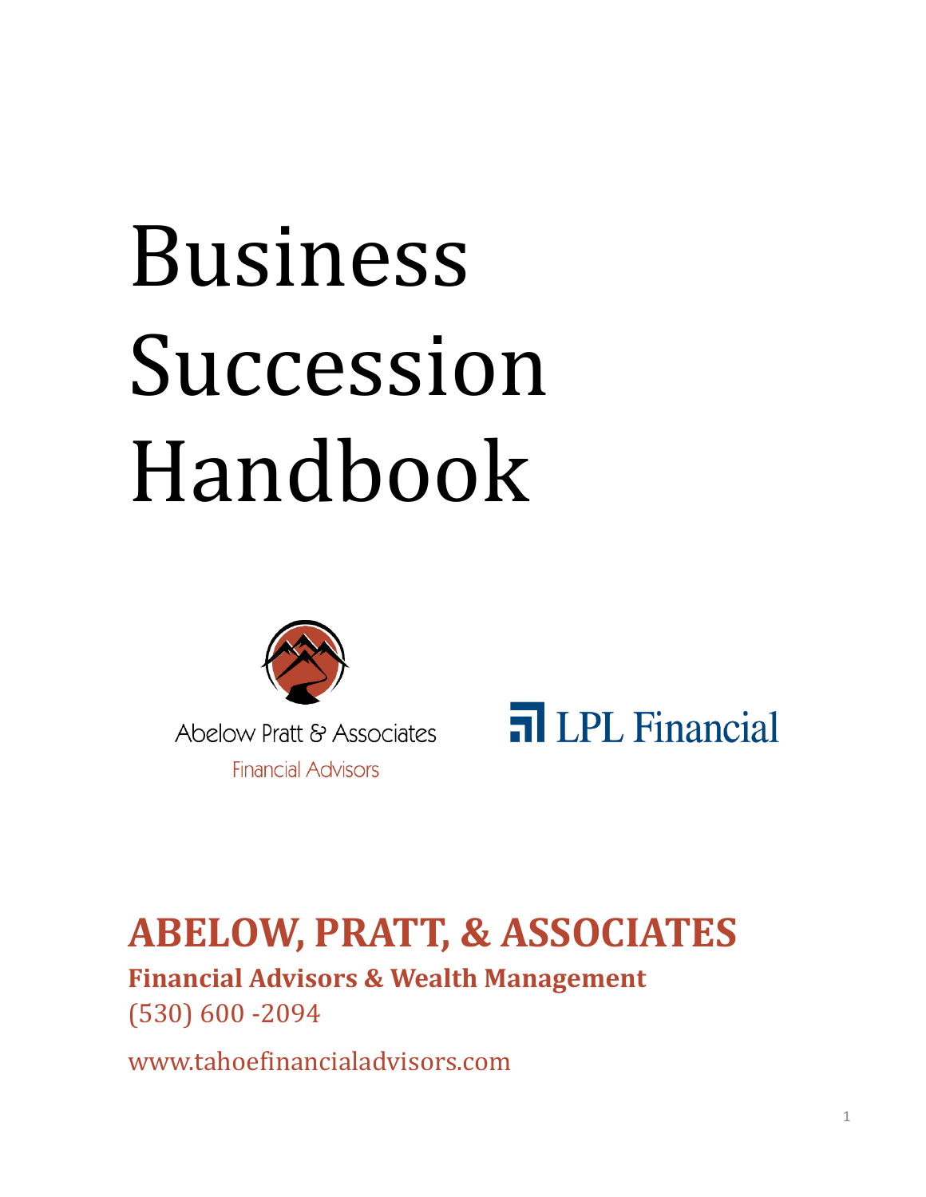# Business Succession Handbook

Abelow Pratt & Associates

Financial Advisors

LPL Financial

## ABELOW, PRATT, & ASSOCIATES

**Financial Advisors & Wealth Management**

(530) 600 -2094

www.tahoefinancialadvisors.com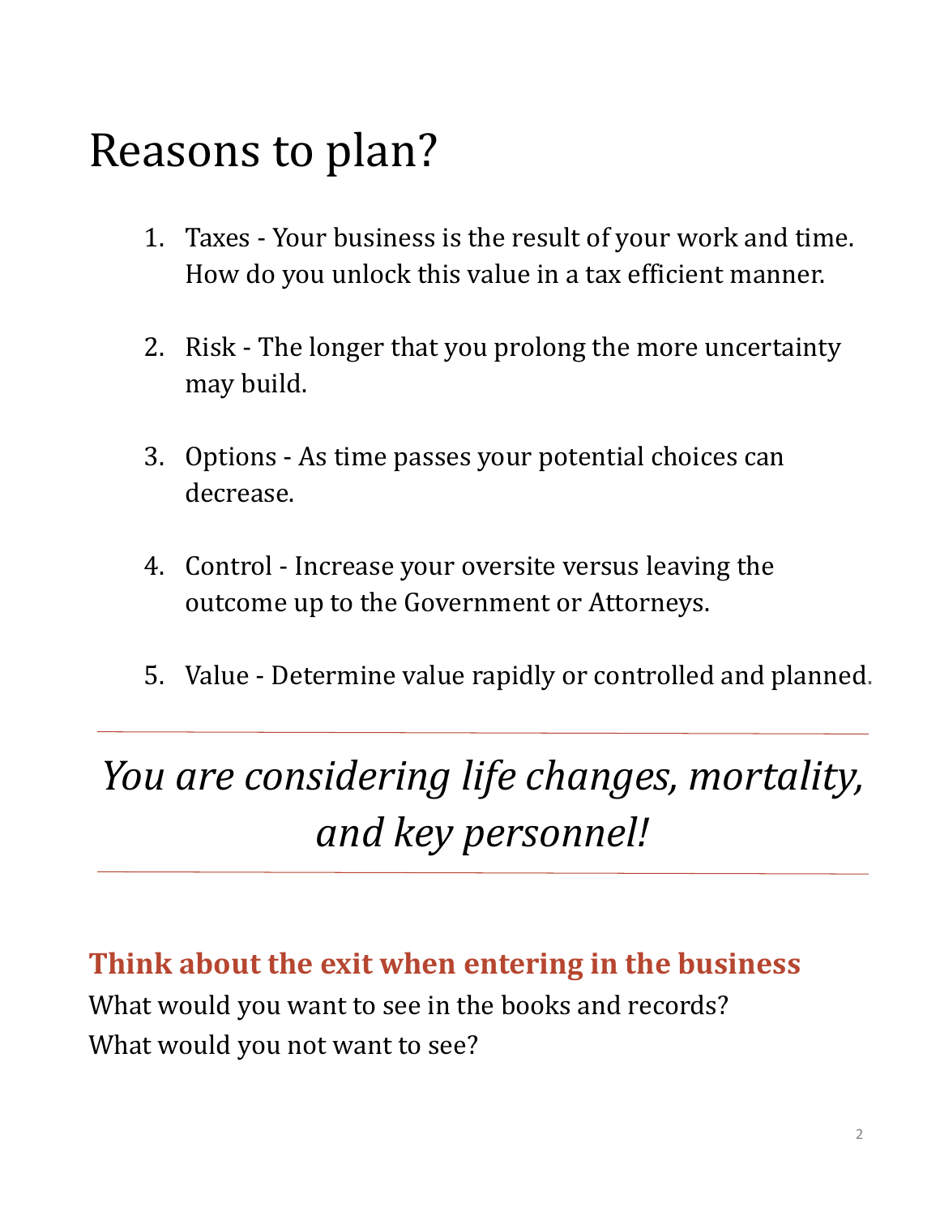# Reasons to plan?

1. Taxes - Your business is the result of your work and time. How do you unlock this value in a tax efficient manner.

2. Risk - The longer that you prolong the more uncertainty may build.

3. Options - As time passes your potential choices can decrease.

4. Control - Increase your oversite versus leaving the outcome up to the Government or Attorneys.

5. Value - Determine value rapidly or controlled and planned.

---

*You are considering life changes, mortality, and key personnel!*

---

## Think about the exit when entering in the business

What would you want to see in the books and records?
What would you not want to see?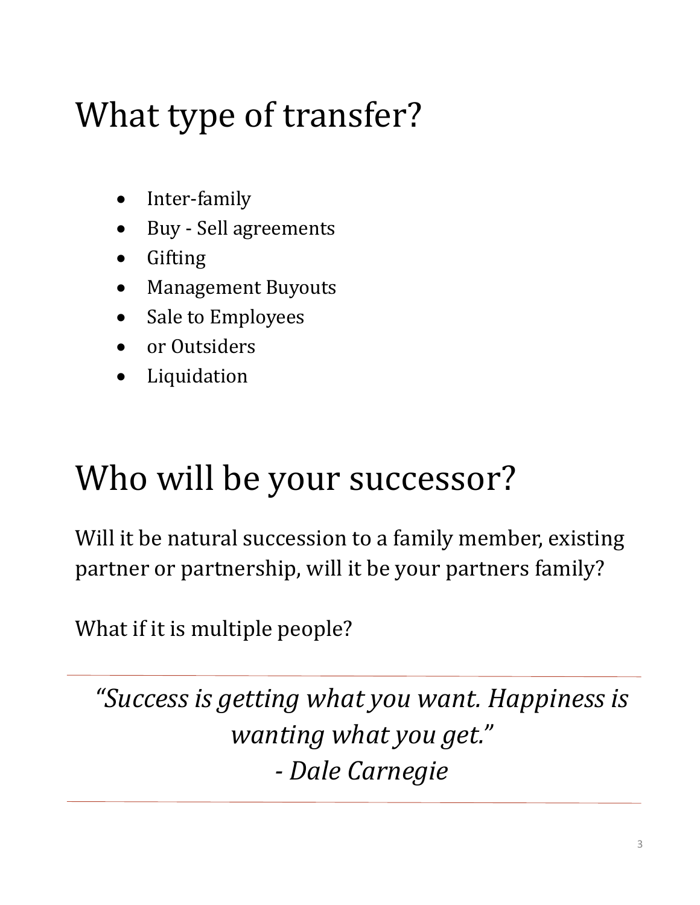# What type of transfer?

- Inter-family
- Buy - Sell agreements
- Gifting
- Management Buyouts
- Sale to Employees
- or Outsiders
- Liquidation

# Who will be your successor?

Will it be natural succession to a family member, existing partner or partnership, will it be your partners family?

What if it is multiple people?

---

*"Success is getting what you want. Happiness is wanting what you get."*
*- Dale Carnegie*

---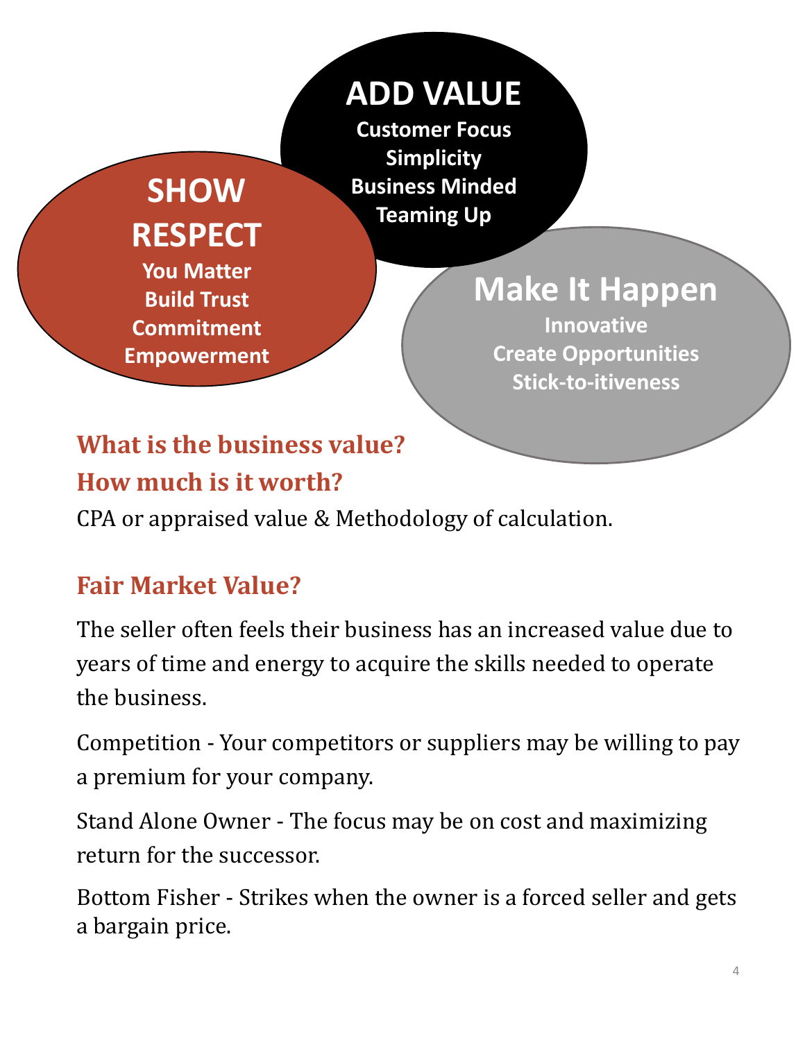**SHOW RESPECT**
You Matter
Build Trust
Commitment
Empowerment

**ADD VALUE**
Customer Focus
Simplicity
Business Minded
Teaming Up

**Make It Happen**
Innovative
Create Opportunities
Stick-to-itiveness

## What is the business value?
## How much is it worth?

CPA or appraised value & Methodology of calculation.

## Fair Market Value?

The seller often feels their business has an increased value due to years of time and energy to acquire the skills needed to operate the business.

Competition - Your competitors or suppliers may be willing to pay a premium for your company.

Stand Alone Owner - The focus may be on cost and maximizing return for the successor.

Bottom Fisher - Strikes when the owner is a forced seller and gets a bargain price.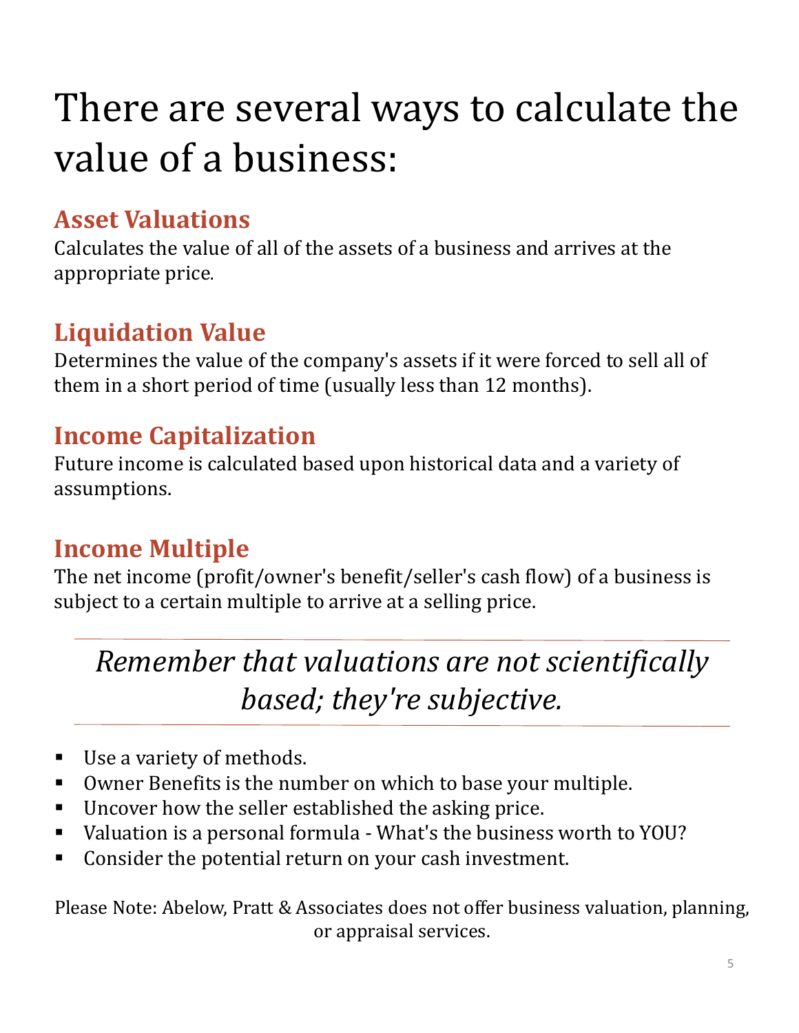# There are several ways to calculate the value of a business:

## Asset Valuations

Calculates the value of all of the assets of a business and arrives at the appropriate price.

## Liquidation Value

Determines the value of the company's assets if it were forced to sell all of them in a short period of time (usually less than 12 months).

## Income Capitalization

Future income is calculated based upon historical data and a variety of assumptions.

## Income Multiple

The net income (profit/owner's benefit/seller's cash flow) of a business is subject to a certain multiple to arrive at a selling price.

---

*Remember that valuations are not scientifically based; they're subjective.*

---

- Use a variety of methods.
- Owner Benefits is the number on which to base your multiple.
- Uncover how the seller established the asking price.
- Valuation is a personal formula - What's the business worth to YOU?
- Consider the potential return on your cash investment.

Please Note: Abelow, Pratt & Associates does not offer business valuation, planning, or appraisal services.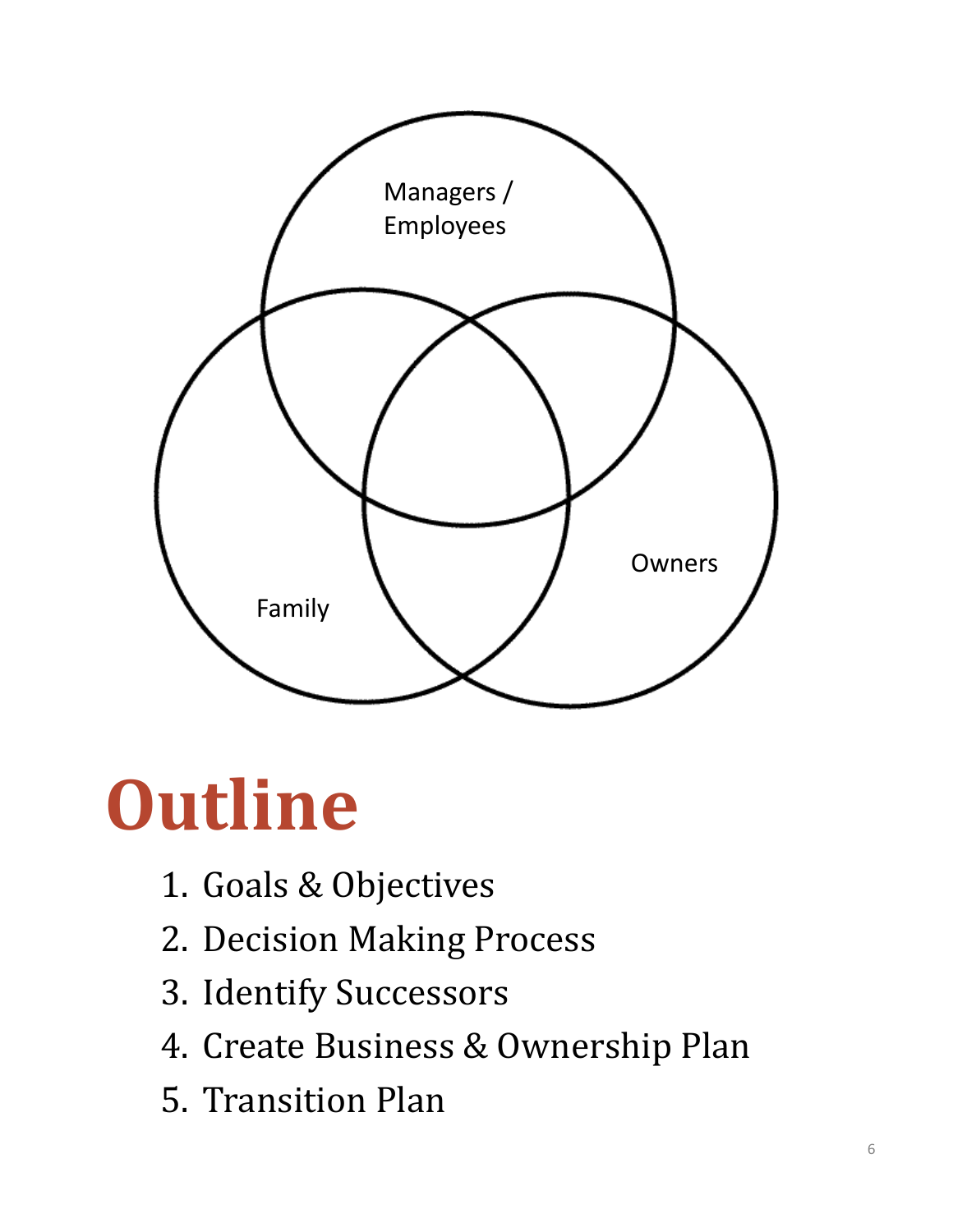Managers / Employees

Family

Owners

# Outline

1. Goals & Objectives
2. Decision Making Process
3. Identify Successors
4. Create Business & Ownership Plan
5. Transition Plan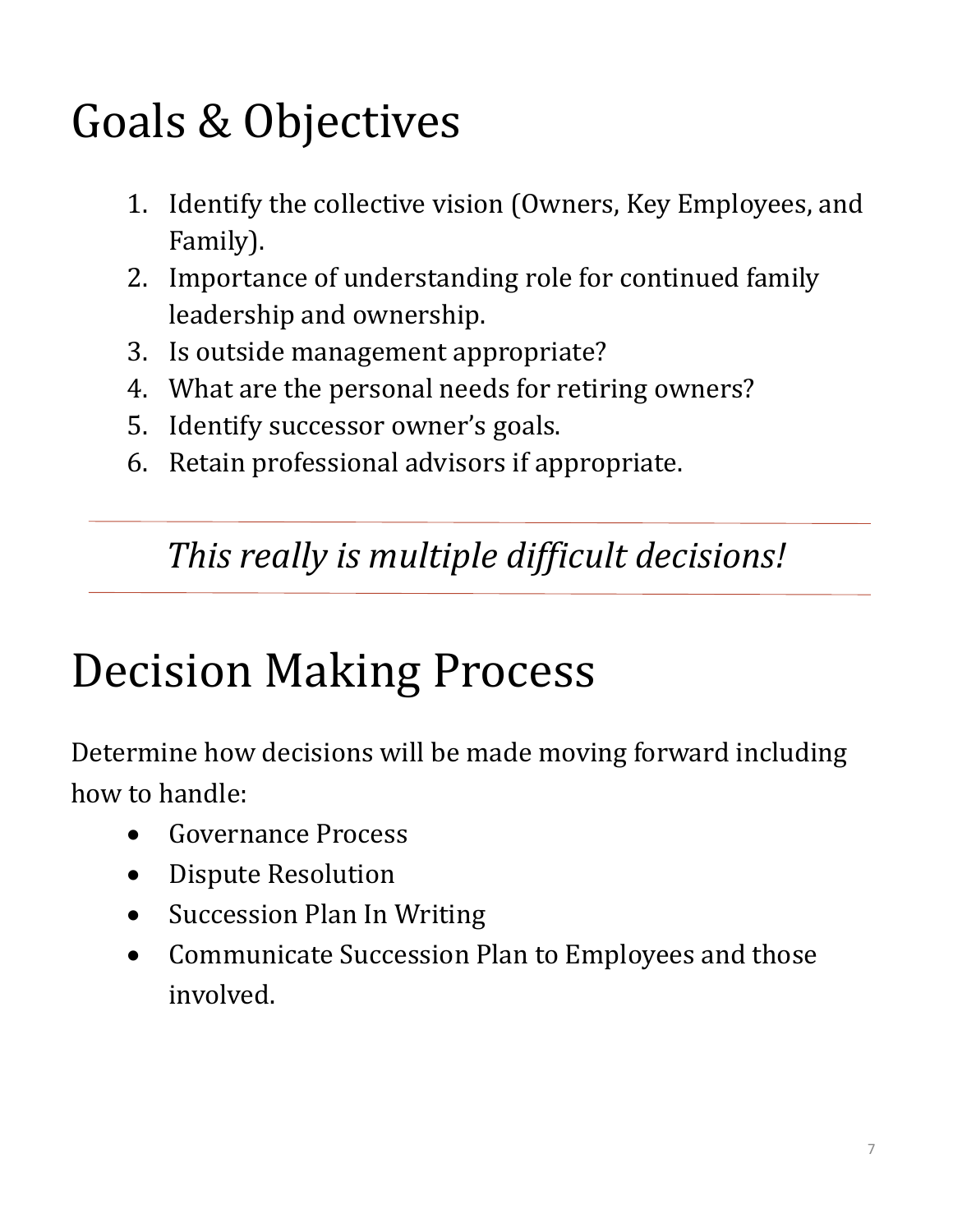# Goals & Objectives

1. Identify the collective vision (Owners, Key Employees, and Family).
2. Importance of understanding role for continued family leadership and ownership.
3. Is outside management appropriate?
4. What are the personal needs for retiring owners?
5. Identify successor owner's goals.
6. Retain professional advisors if appropriate.

---

*This really is multiple difficult decisions!*

---

# Decision Making Process

Determine how decisions will be made moving forward including how to handle:

- Governance Process
- Dispute Resolution
- Succession Plan In Writing
- Communicate Succession Plan to Employees and those involved.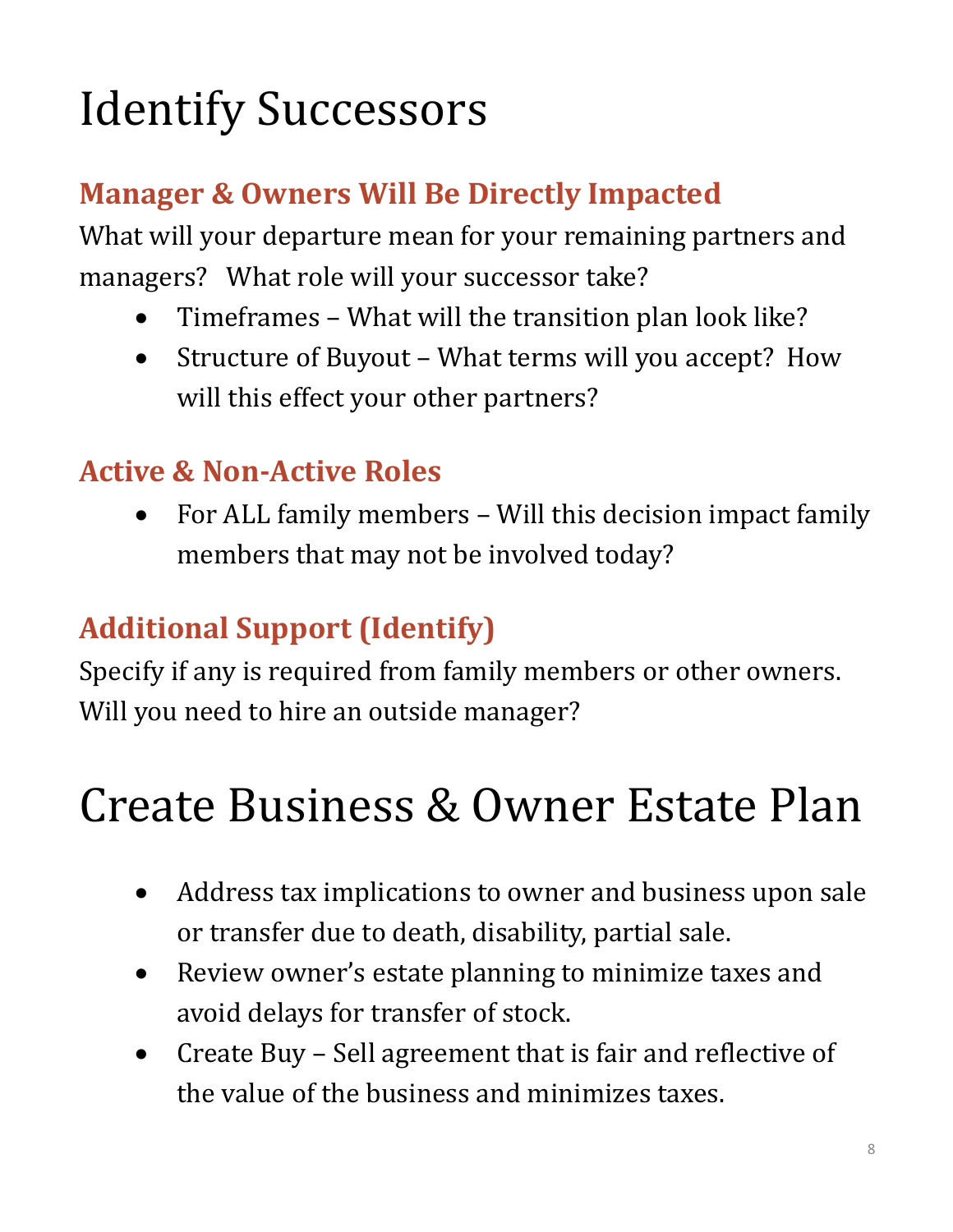# Identify Successors

## Manager & Owners Will Be Directly Impacted

What will your departure mean for your remaining partners and managers? What role will your successor take?

- Timeframes – What will the transition plan look like?
- Structure of Buyout – What terms will you accept? How will this effect your other partners?

## Active & Non-Active Roles

- For ALL family members – Will this decision impact family members that may not be involved today?

## Additional Support (Identify)

Specify if any is required from family members or other owners. Will you need to hire an outside manager?

# Create Business & Owner Estate Plan

- Address tax implications to owner and business upon sale or transfer due to death, disability, partial sale.
- Review owner's estate planning to minimize taxes and avoid delays for transfer of stock.
- Create Buy – Sell agreement that is fair and reflective of the value of the business and minimizes taxes.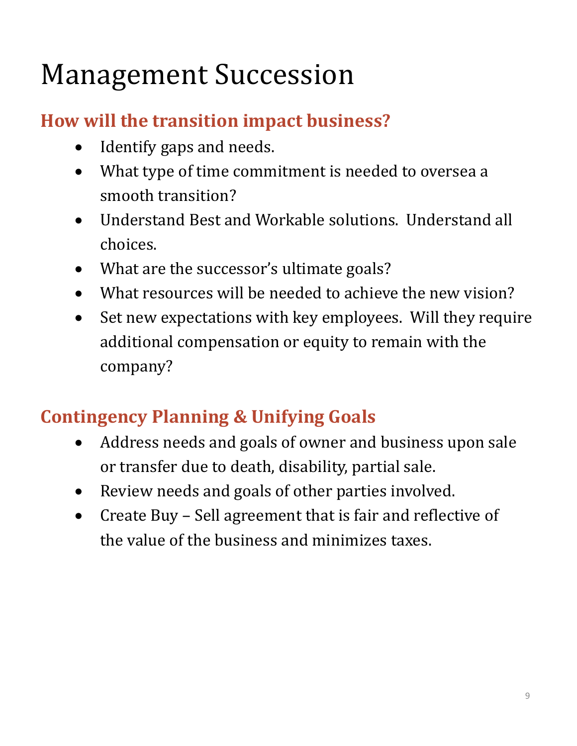# Management Succession

## How will the transition impact business?

- Identify gaps and needs.
- What type of time commitment is needed to oversea a smooth transition?
- Understand Best and Workable solutions.  Understand all choices.
- What are the successor's ultimate goals?
- What resources will be needed to achieve the new vision?
- Set new expectations with key employees.  Will they require additional compensation or equity to remain with the company?

## Contingency Planning & Unifying Goals

- Address needs and goals of owner and business upon sale or transfer due to death, disability, partial sale.
- Review needs and goals of other parties involved.
- Create Buy – Sell agreement that is fair and reflective of the value of the business and minimizes taxes.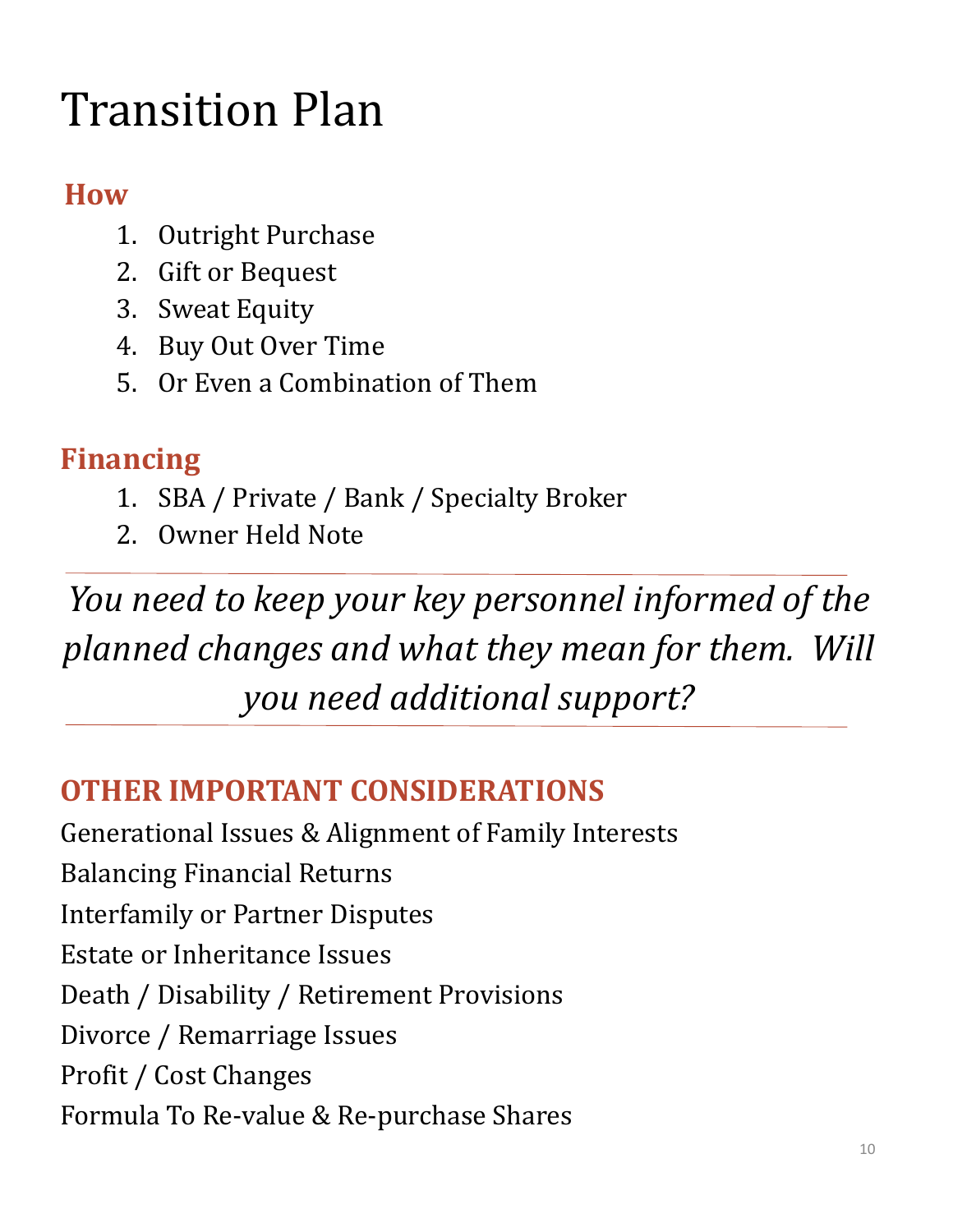# Transition Plan

## How

1. Outright Purchase
2. Gift or Bequest
3. Sweat Equity
4. Buy Out Over Time
5. Or Even a Combination of Them

## Financing

1. SBA / Private / Bank / Specialty Broker
2. Owner Held Note

---

*You need to keep your key personnel informed of the planned changes and what they mean for them. Will you need additional support?*

---

## OTHER IMPORTANT CONSIDERATIONS

Generational Issues & Alignment of Family Interests

Balancing Financial Returns

Interfamily or Partner Disputes

Estate or Inheritance Issues

Death / Disability / Retirement Provisions

Divorce / Remarriage Issues

Profit / Cost Changes

Formula To Re-value & Re-purchase Shares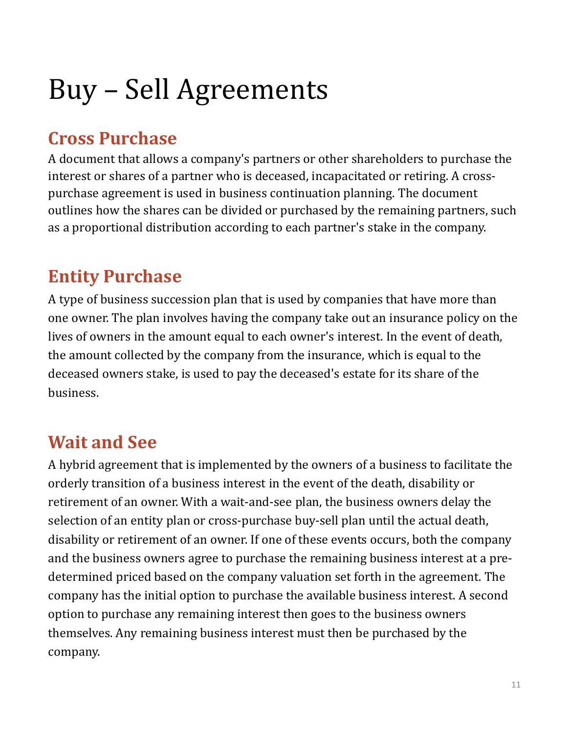# Buy – Sell Agreements

## Cross Purchase

A document that allows a company's partners or other shareholders to purchase the interest or shares of a partner who is deceased, incapacitated or retiring. A cross-purchase agreement is used in business continuation planning. The document outlines how the shares can be divided or purchased by the remaining partners, such as a proportional distribution according to each partner's stake in the company.

## Entity Purchase

A type of business succession plan that is used by companies that have more than one owner. The plan involves having the company take out an insurance policy on the lives of owners in the amount equal to each owner's interest. In the event of death, the amount collected by the company from the insurance, which is equal to the deceased owners stake, is used to pay the deceased's estate for its share of the business.

## Wait and See

A hybrid agreement that is implemented by the owners of a business to facilitate the orderly transition of a business interest in the event of the death, disability or retirement of an owner. With a wait-and-see plan, the business owners delay the selection of an entity plan or cross-purchase buy-sell plan until the actual death, disability or retirement of an owner. If one of these events occurs, both the company and the business owners agree to purchase the remaining business interest at a pre-determined priced based on the company valuation set forth in the agreement. The company has the initial option to purchase the available business interest. A second option to purchase any remaining interest then goes to the business owners themselves. Any remaining business interest must then be purchased by the company.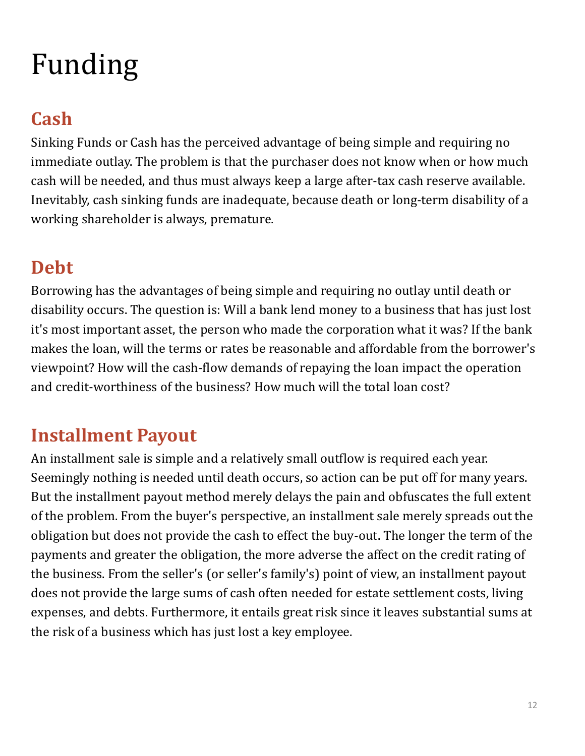# Funding

## Cash

Sinking Funds or Cash has the perceived advantage of being simple and requiring no immediate outlay. The problem is that the purchaser does not know when or how much cash will be needed, and thus must always keep a large after-tax cash reserve available. Inevitably, cash sinking funds are inadequate, because death or long-term disability of a working shareholder is always, premature.

## Debt

Borrowing has the advantages of being simple and requiring no outlay until death or disability occurs. The question is: Will a bank lend money to a business that has just lost it's most important asset, the person who made the corporation what it was? If the bank makes the loan, will the terms or rates be reasonable and affordable from the borrower's viewpoint? How will the cash-flow demands of repaying the loan impact the operation and credit-worthiness of the business? How much will the total loan cost?

## Installment Payout

An installment sale is simple and a relatively small outflow is required each year. Seemingly nothing is needed until death occurs, so action can be put off for many years. But the installment payout method merely delays the pain and obfuscates the full extent of the problem. From the buyer's perspective, an installment sale merely spreads out the obligation but does not provide the cash to effect the buy-out. The longer the term of the payments and greater the obligation, the more adverse the affect on the credit rating of the business. From the seller's (or seller's family's) point of view, an installment payout does not provide the large sums of cash often needed for estate settlement costs, living expenses, and debts. Furthermore, it entails great risk since it leaves substantial sums at the risk of a business which has just lost a key employee.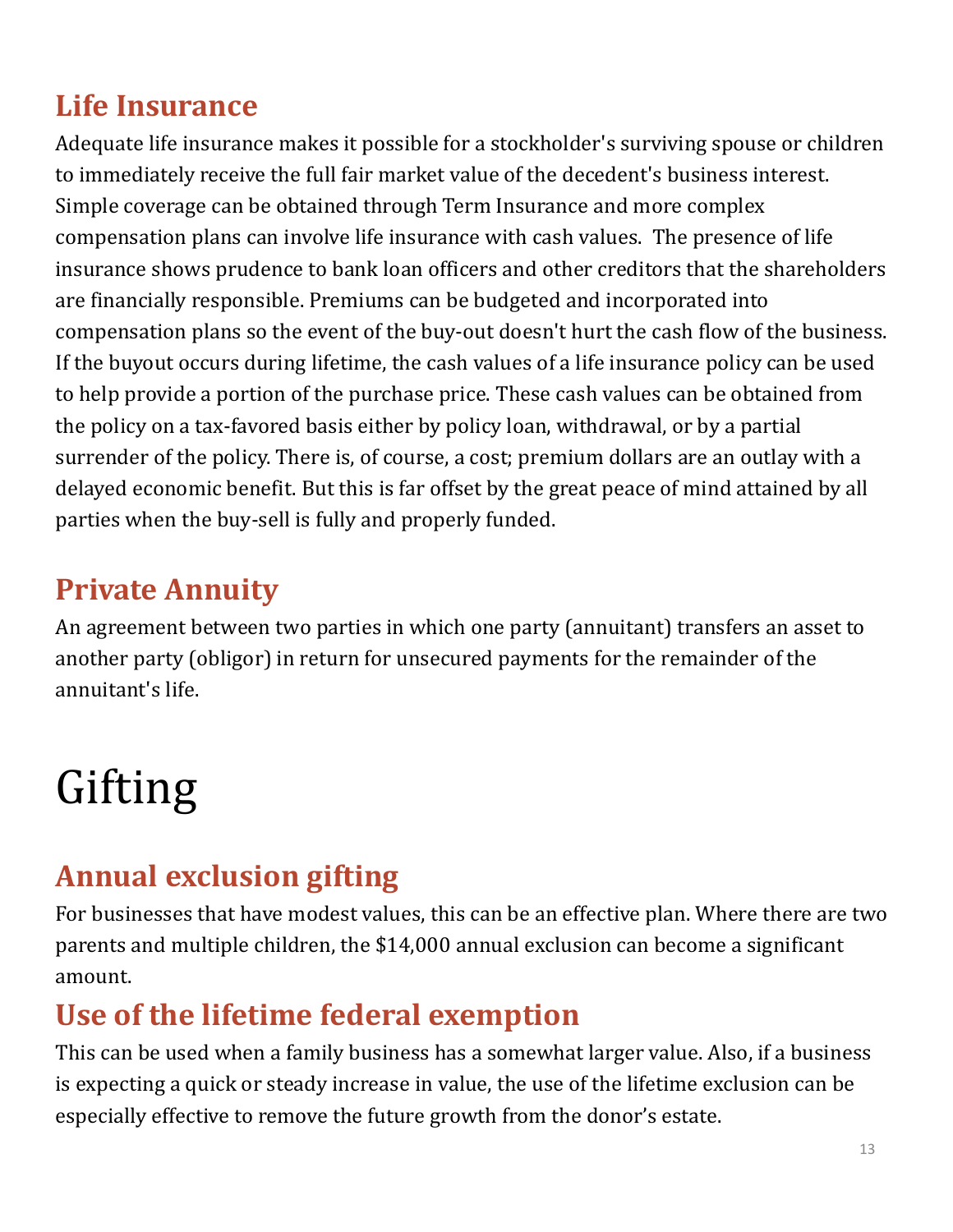## Life Insurance

Adequate life insurance makes it possible for a stockholder's surviving spouse or children to immediately receive the full fair market value of the decedent's business interest. Simple coverage can be obtained through Term Insurance and more complex compensation plans can involve life insurance with cash values. The presence of life insurance shows prudence to bank loan officers and other creditors that the shareholders are financially responsible. Premiums can be budgeted and incorporated into compensation plans so the event of the buy-out doesn't hurt the cash flow of the business. If the buyout occurs during lifetime, the cash values of a life insurance policy can be used to help provide a portion of the purchase price. These cash values can be obtained from the policy on a tax-favored basis either by policy loan, withdrawal, or by a partial surrender of the policy. There is, of course, a cost; premium dollars are an outlay with a delayed economic benefit. But this is far offset by the great peace of mind attained by all parties when the buy-sell is fully and properly funded.

## Private Annuity

An agreement between two parties in which one party (annuitant) transfers an asset to another party (obligor) in return for unsecured payments for the remainder of the annuitant's life.

# Gifting

## Annual exclusion gifting

For businesses that have modest values, this can be an effective plan. Where there are two parents and multiple children, the $14,000 annual exclusion can become a significant amount.

## Use of the lifetime federal exemption

This can be used when a family business has a somewhat larger value. Also, if a business is expecting a quick or steady increase in value, the use of the lifetime exclusion can be especially effective to remove the future growth from the donor's estate.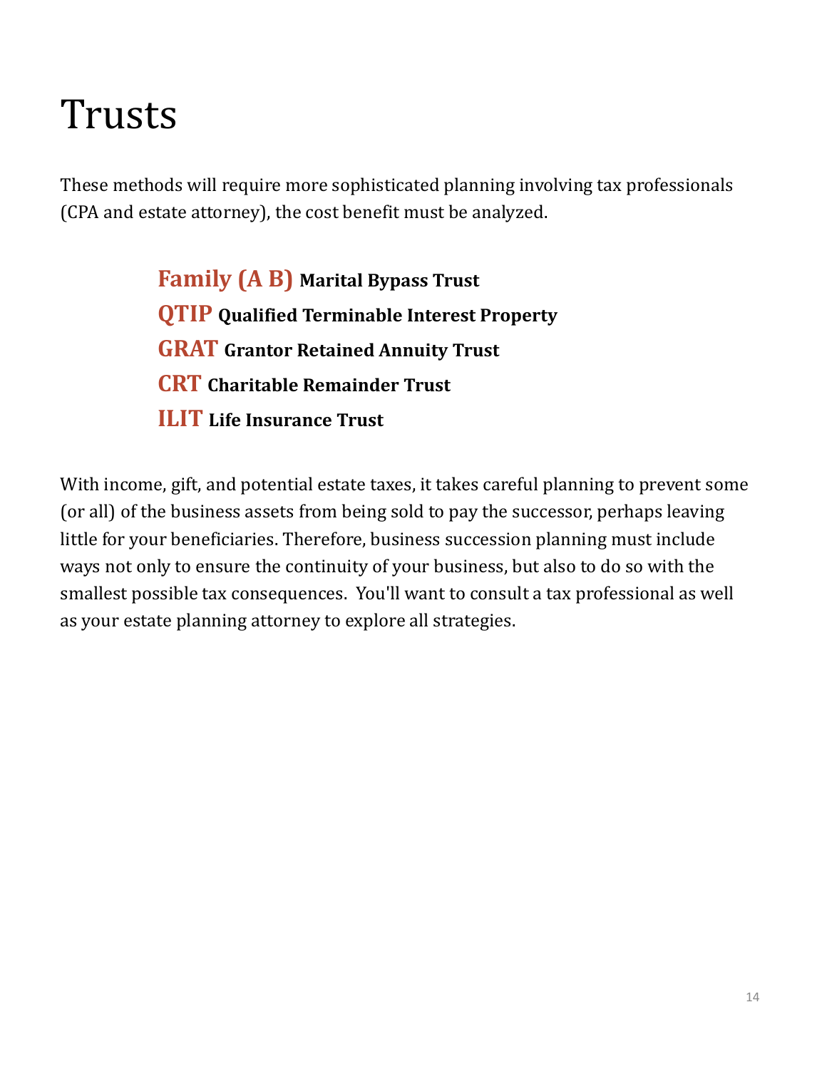# Trusts

These methods will require more sophisticated planning involving tax professionals (CPA and estate attorney), the cost benefit must be analyzed.

**Family (A B)** **Marital Bypass Trust**
**QTIP** **Qualified Terminable Interest Property**
**GRAT** **Grantor Retained Annuity Trust**
**CRT** **Charitable Remainder Trust**
**ILIT** **Life Insurance Trust**

With income, gift, and potential estate taxes, it takes careful planning to prevent some (or all) of the business assets from being sold to pay the successor, perhaps leaving little for your beneficiaries. Therefore, business succession planning must include ways not only to ensure the continuity of your business, but also to do so with the smallest possible tax consequences. You'll want to consult a tax professional as well as your estate planning attorney to explore all strategies.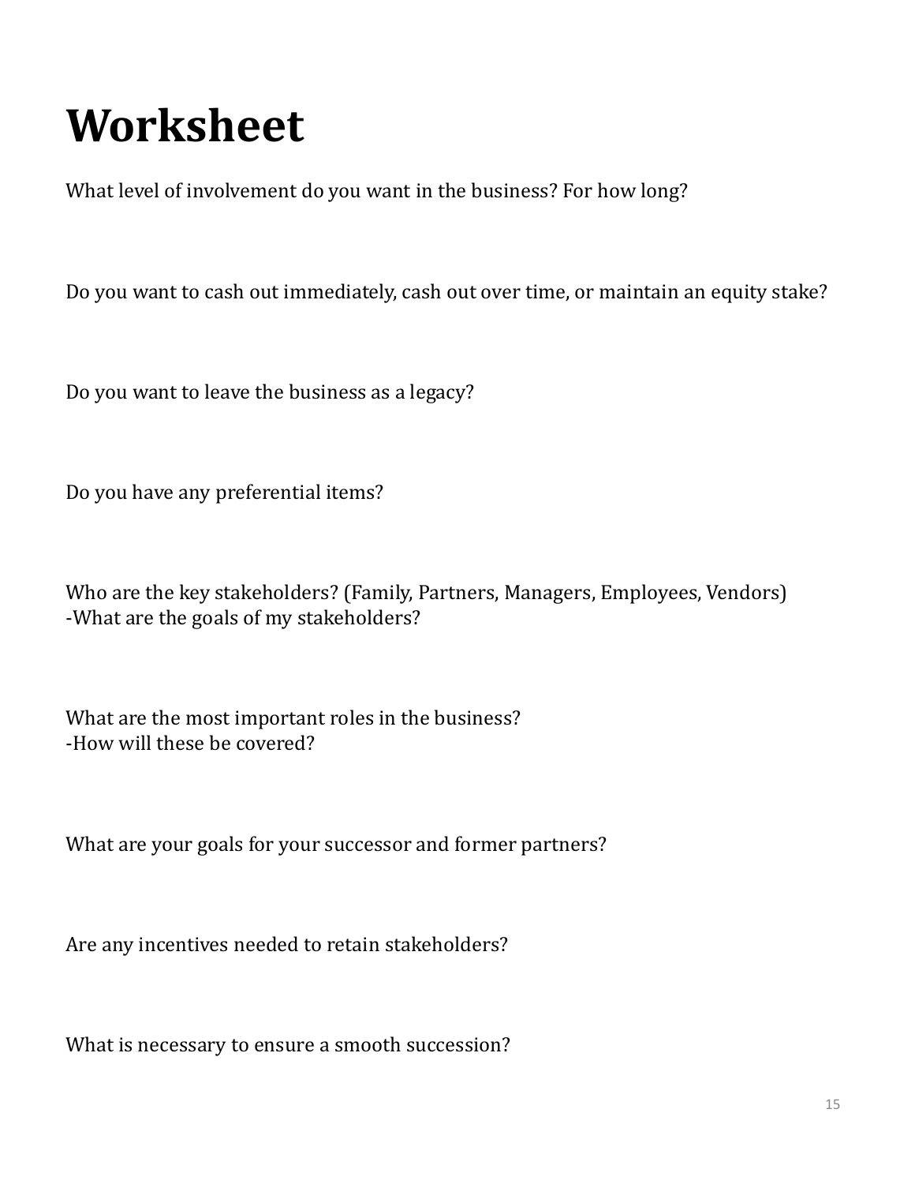# Worksheet

What level of involvement do you want in the business? For how long?

Do you want to cash out immediately, cash out over time, or maintain an equity stake?

Do you want to leave the business as a legacy?

Do you have any preferential items?

Who are the key stakeholders? (Family, Partners, Managers, Employees, Vendors)
-What are the goals of my stakeholders?

What are the most important roles in the business?
-How will these be covered?

What are your goals for your successor and former partners?

Are any incentives needed to retain stakeholders?

What is necessary to ensure a smooth succession?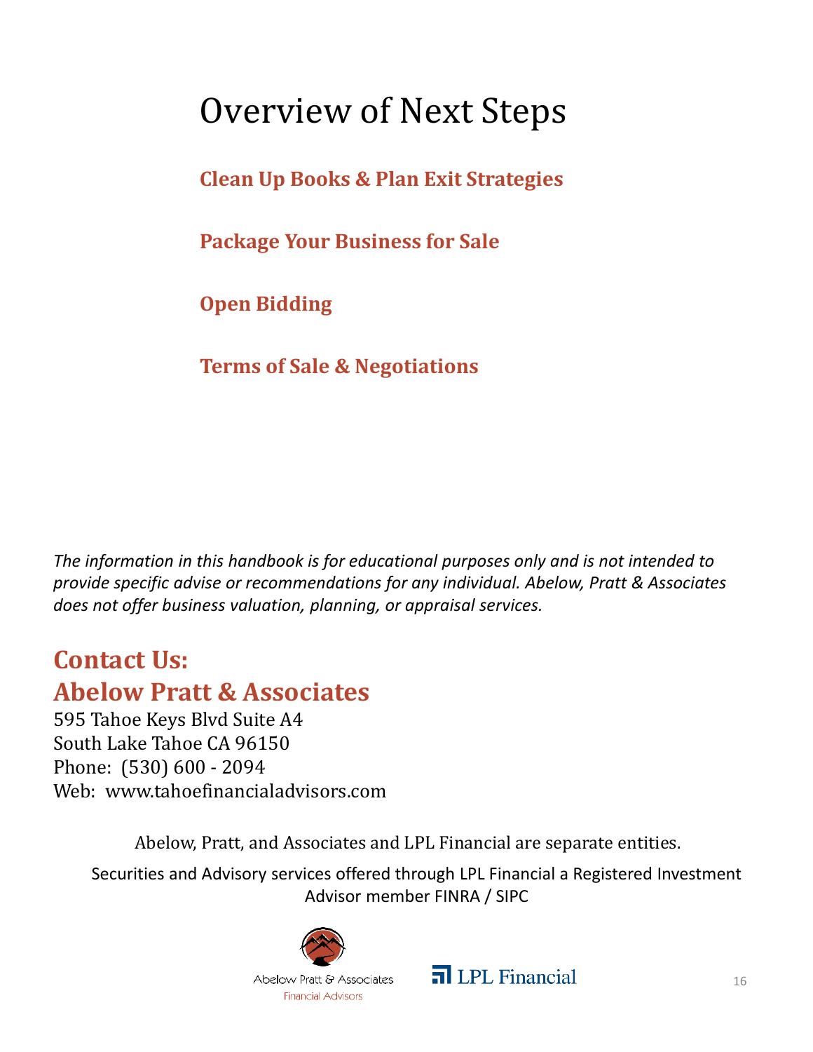# Overview of Next Steps

**Clean Up Books & Plan Exit Strategies**

**Package Your Business for Sale**

**Open Bidding**

**Terms of Sale & Negotiations**

*The information in this handbook is for educational purposes only and is not intended to provide specific advise or recommendations for any individual. Abelow, Pratt & Associates does not offer business valuation, planning, or appraisal services.*

## Contact Us:
## Abelow Pratt & Associates

595 Tahoe Keys Blvd Suite A4
South Lake Tahoe CA 96150
Phone: (530) 600 - 2094
Web: www.tahoefinancialadvisors.com

Abelow, Pratt, and Associates and LPL Financial are separate entities.

Securities and Advisory services offered through LPL Financial a Registered Investment Advisor member FINRA / SIPC

Abelow Pratt & Associates
Financial Advisors

LPL Financial